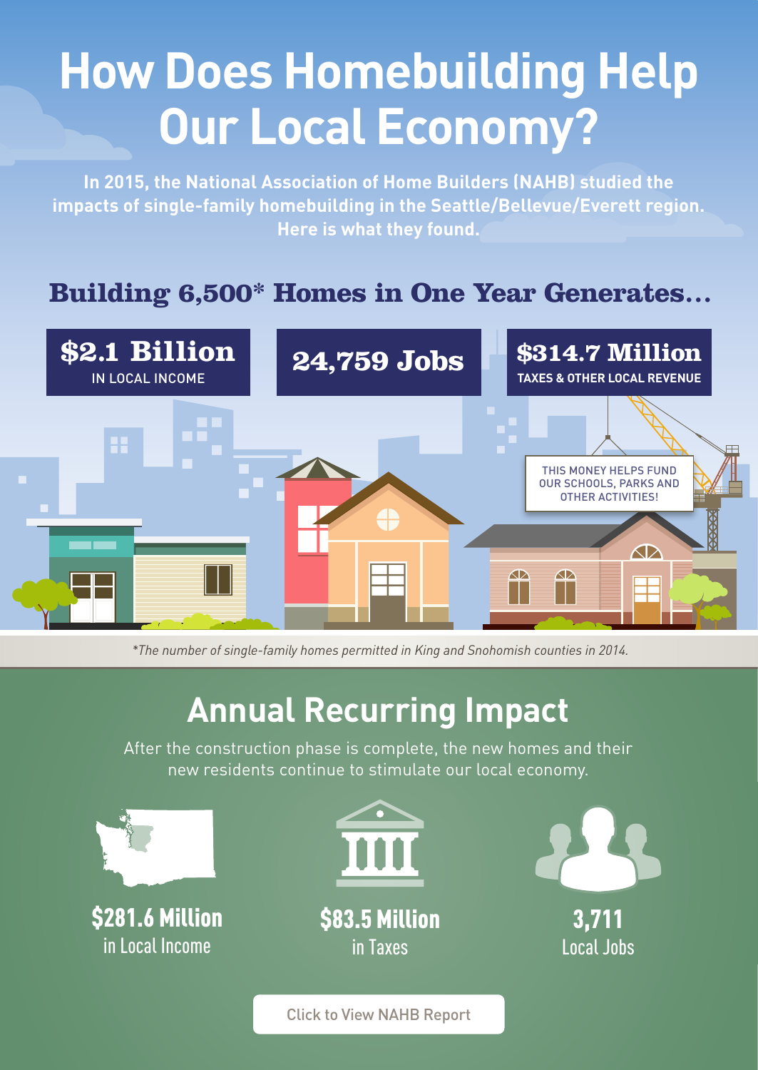# How Does Homebuilding Help Our Local Economy?

**In 2015, the National Association of Home Builders (NAHB) studied the impacts of single-family homebuilding in the Seattle/Bellevue/Everett region. Here is what they found.**

## Building 6,500* Homes in One Year Generates...

**$2.1 Billion**
IN LOCAL INCOME

**24,759 Jobs**

**$314.7 Million**
TAXES & OTHER LOCAL REVENUE

THIS MONEY HELPS FUND OUR SCHOOLS, PARKS AND OTHER ACTIVITIES!

*\*The number of single-family homes permitted in King and Snohomish counties in 2014.*

## Annual Recurring Impact

After the construction phase is complete, the new homes and their new residents continue to stimulate our local economy.

**$281.6 Million**
in Local Income

**$83.5 Million**
in Taxes

**3,711**
Local Jobs

Click to View NAHB Report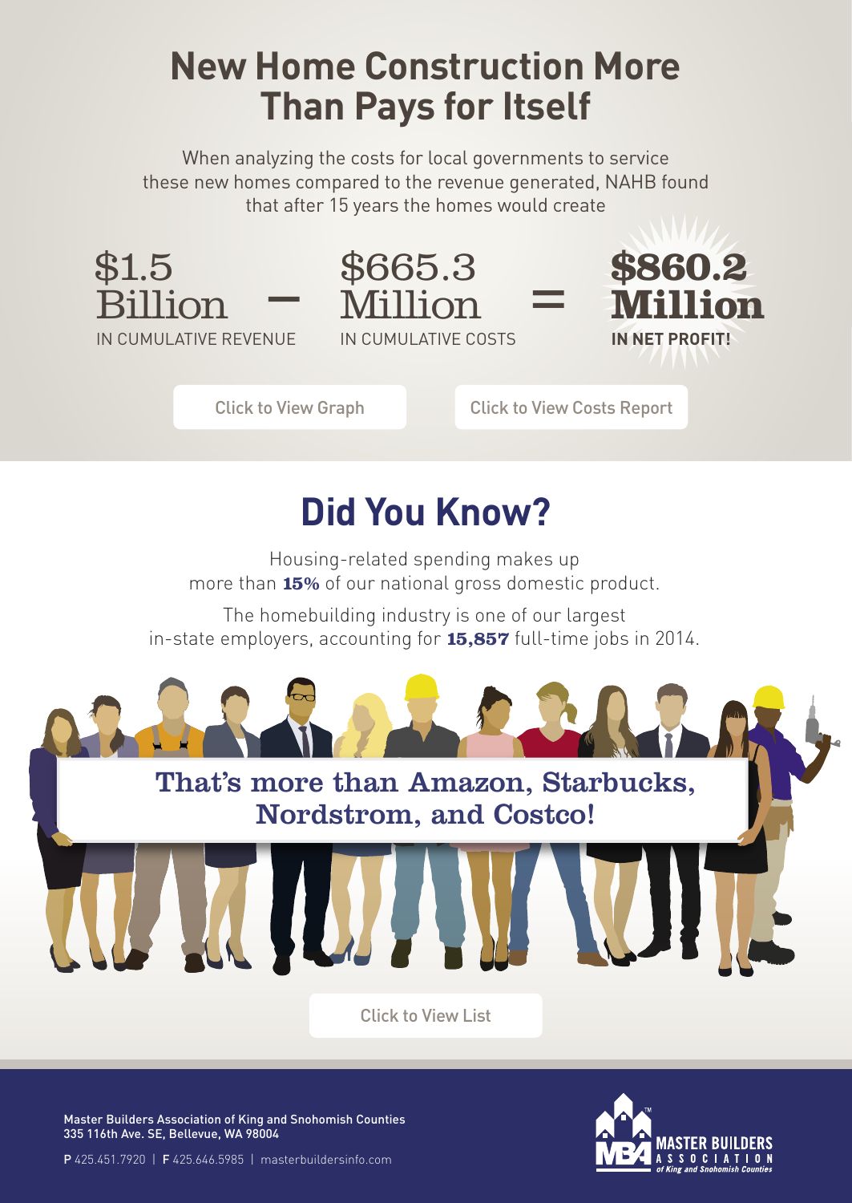# New Home Construction More Than Pays for Itself

When analyzing the costs for local governments to service these new homes compared to the revenue generated, NAHB found that after 15 years the homes would create

$1.5 Billion
IN CUMULATIVE REVENUE

−

$665.3 Million
IN CUMULATIVE COSTS

=

**$860.2 Million**
**IN NET PROFIT!**

Click to View Graph

Click to View Costs Report

## Did You Know?

Housing-related spending makes up more than **15%** of our national gross domestic product.

The homebuilding industry is one of our largest in-state employers, accounting for **15,857** full-time jobs in 2014.

That's more than Amazon, Starbucks, Nordstrom, and Costco!

Click to View List

Master Builders Association of King and Snohomish Counties
335 116th Ave. SE, Bellevue, WA 98004

**P** 425.451.7920 | **F** 425.646.5985 | masterbuildersinfo.com

MBA MASTER BUILDERS ASSOCIATION of King and Snohomish Counties